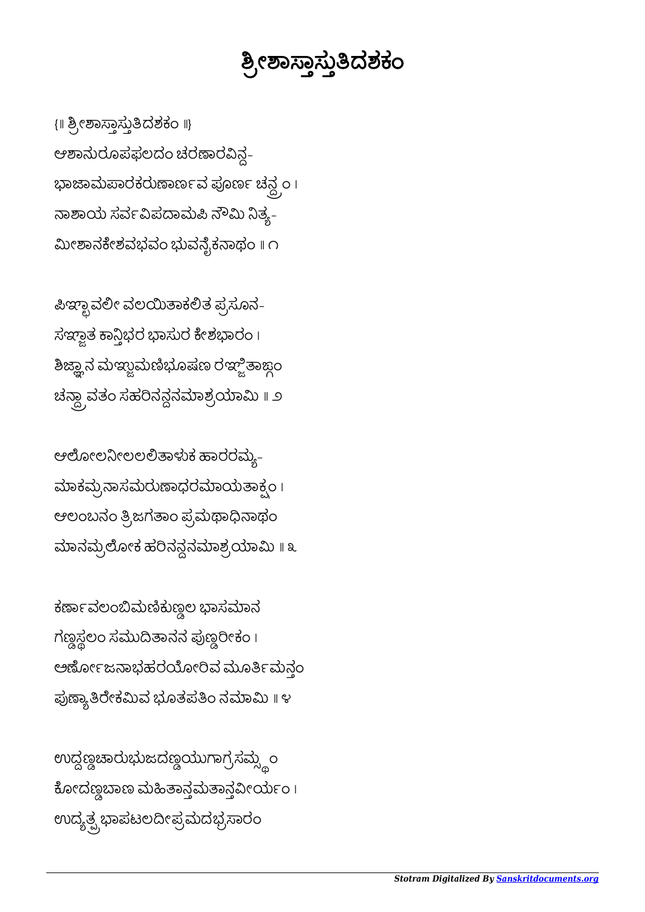# ಶ್ರೀಶಾಸ್ತಾಸ್ತುತಿದಶಕಂ

{॥ ಶ್ರೀಶಾಸ್ತಾಸ್ತುತಿದಶಕಂ ॥}

ಆಶಾನುರೂಪಫಲದಂ ಚರಣಾರವಿನ್ದ-
ಭಾಜಾಮಪಾರಕರುಣಾರ್ಣವ ಪೂರ್ಣ ಚನ್ದ್ರಂ ।
ನಾಶಾಯ ಸರ್ವವಿಪದಾಮಪಿ ನೌಮಿ ನಿತ್ಯ-
ಮೀಶಾನಕೇಶವಭವಂ ಭುವನೈಕನಾಥಂ ॥ ೧

ಪಿಞ್ಛಾವಲೀ ವಲಯಿತಾಕಲಿತ ಪ್ರಸೂನ-
ಸಞ್ಜಾತ ಕಾನ್ತಿಭರ ಭಾಸುರ ಕೇಶಭಾರಂ ।
ಶಿಞ್ಜಾನ ಮಞ್ಜುಮಣಿಭೂಷಣ ರಞ್ಜಿತಾಙ್ಗಂ
ಚನ್ದ್ರಾವತಂ ಸಹರಿನನ್ದನಮಾಶ್ರಯಾಮಿ ॥ ೨

ಆಲೋಲನೀಲಲಲಿತಾಳುಕ ಹಾರರಮ್ಯ-
ಮಾಕಮ್ರನಾಸಮರುಣಾಧರಮಾಯತಾಕ್ಷಂ ।
ಆಲಂಬನಂ ತ್ರಿಜಗತಾಂ ಪ್ರಮಥಾಧಿನಾಥಂ
ಮಾನಮ್ರಲೋಕ ಹರಿನನ್ದನಮಾಶ್ರಯಾಮಿ ॥ ೩

ಕರ್ಣಾವಲಂಬಿಮಣಿಕುಣ್ಡಲ ಭಾಸಮಾನ
ಗಣ್ಡಸ್ಥಲಂ ಸಮುದಿತಾನನ ಪುಣ್ಡರೀಕಂ ।
ಅರ್ಣೋಜನಾಭಹರಯೋರಿವ ಮೂರ್ತಿಮನ್ತಂ
ಪುಣ್ಯಾತಿರೇಕಮಿವ ಭೂತಪತಿಂ ನಮಾಮಿ ॥ ೪

ಉದ್ದಣ್ಡಚಾರುಭುಜದಣ್ಡಯುಗಾಗ್ರಸಮ್ಸ್ಥಂ
ಕೋದಣ್ಡಬಾಣ ಮಹಿತಾನ್ತಮತಾನ್ತವೀರ್ಯಂ ।
ಉದ್ಯತ್ಪ್ರಭಾಪಟಲದೀಪ್ರಮದಭ್ರಸಾರಂ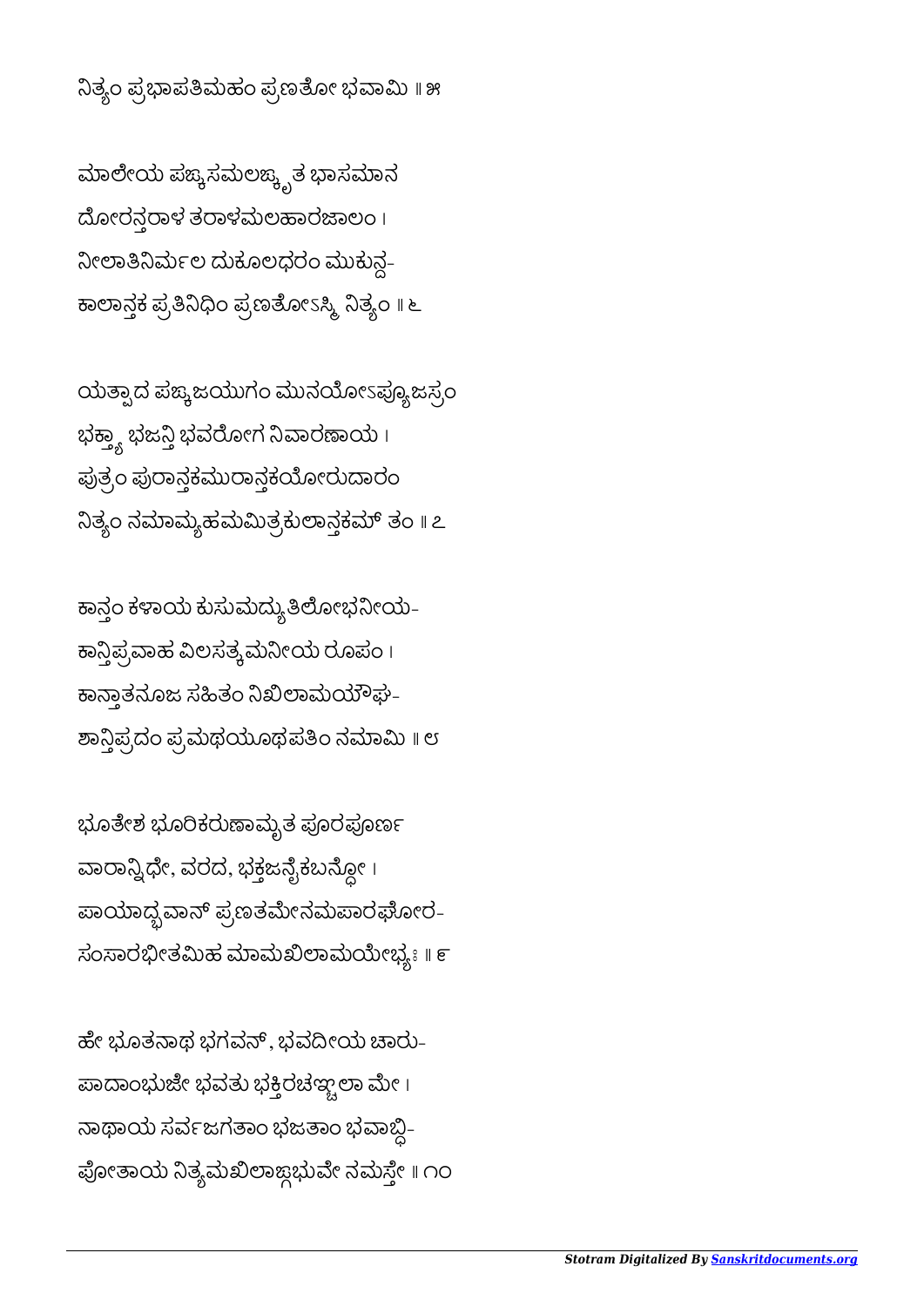ನಿತ್ಯಂ ಪ್ರಭಾಪತಿಮಹಂ ಪ್ರಣತೋ ಭವಾಮಿ ॥ ೫

ಮಾಲೇಯ ಪಙ್ಕಸಮಲಙ್ಕೃತ ಭಾಸಮಾನ
ದೋರನ್ತರಾಳ ತರಾಳಮಲಹಾರಜಾಲಂ ।
ನೀಲಾತಿನಿರ್ಮಲ ದುಕೂಲಧರಂ ಮುಕುನ್ದ-
ಕಾಲಾನ್ತಕ ಪ್ರತಿನಿಧಿಂ ಪ್ರಣತೋಽಸ್ಮಿ ನಿತ್ಯಂ ॥ ೬

ಯತ್ಪಾದ ಪಙ್ಕಜಯುಗಂ ಮುನಯೋಽಪ್ಯಜಸ್ರಂ
ಭಕ್ತ್ಯಾ ಭಜನ್ತಿ ಭವರೋಗ ನಿವಾರಣಾಯ ।
ಪುತ್ರಂ ಪುರಾನ್ತಕಮುರಾನ್ತಕಯೋರುದಾರಂ
ನಿತ್ಯಂ ನಮಾಮ್ಯಹಮಮಿತ್ರಕುಲಾನ್ತಕಮ್ ತಂ ॥ ೭

ಕಾನ್ತಂ ಕಳಾಯ ಕುಸುಮದ್ಯುತಿಲೋಭನೀಯ-
ಕಾನ್ತಿಪ್ರವಾಹ ವಿಲಸತ್ಕಮನೀಯ ರೂಪಂ ।
ಕಾನ್ತಾತನೂಜ ಸಹಿತಂ ನಿಖಿಲಾಮಯೌಘ-
ಶಾನ್ತಿಪ್ರದಂ ಪ್ರಮಥಯೂಥಪತಿಂ ನಮಾಮಿ ॥ ೮

ಭೂತೇಶ ಭೂರಿಕರುಣಾಮೃತ ಪೂರಪೂರ್ಣ
ವಾರಾನ್ನಿಧೇ, ವರದ, ಭಕ್ತಜನೈಕಬನ್ಧೋ ।
ಪಾಯಾದ್ಭವಾನ್ ಪ್ರಣತಮೇನಮಪಾರಘೋರ-
ಸಂಸಾರಭೀತಮಿಹ ಮಾಮಖಿಲಾಮಯೇಭ್ಯಃ ॥ ೯

ಹೇ ಭೂತನಾಥ ಭಗವನ್, ಭವದೀಯ ಚಾರು-
ಪಾದಾಂಭುಜೇ ಭವತು ಭಕ್ತಿರಚಞ್ಚಲಾ ಮೇ ।
ನಾಥಾಯ ಸರ್ವಜಗತಾಂ ಭಜತಾಂ ಭವಾಬ್ಧಿ-
ಪೋತಾಯ ನಿತ್ಯಮಖಿಲಾಙ್ಗಭುವೇ ನಮಸ್ತೇ ॥ ೧೦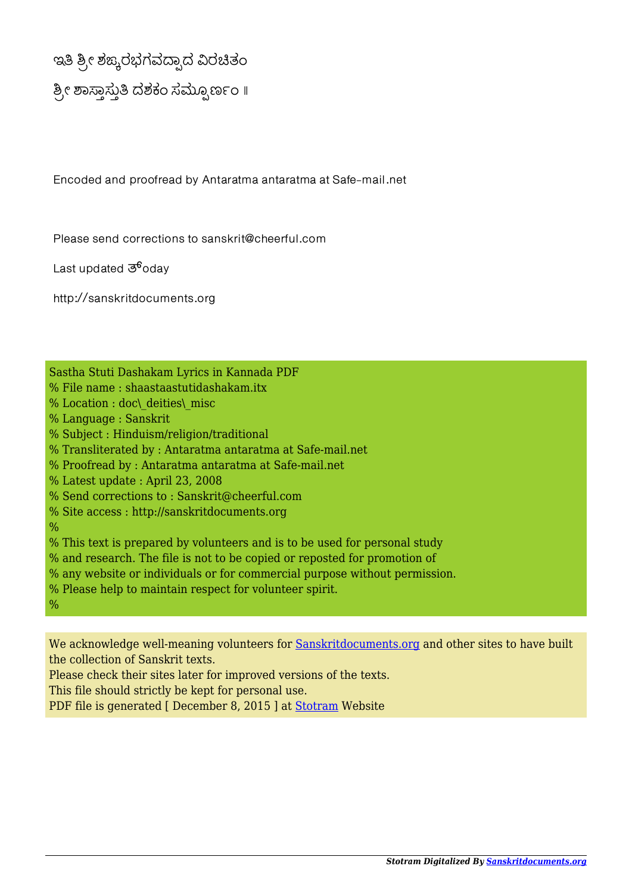ಇತಿ ಶ್ರೀ ಶಙ್ಕರಭಗವದ್ಪಾದ ವಿರಚಿತಂ

ಶ್ರೀ ಶಾಸ್ತಾಸ್ತುತಿ ದಶಕಂ ಸಮ್ಪೂರ್ಣಂ ॥

Encoded and proofread by Antaratma antaratma at Safe-mail.net

Please send corrections to sanskrit@cheerful.com

Last updated ತ್ಽoday

http://sanskritdocuments.org

Sastha Stuti Dashakam Lyrics in Kannada PDF
% File name : shaastaastutidashakam.itx
% Location : doc\_deities\_misc
% Language : Sanskrit
% Subject : Hinduism/religion/traditional
% Transliterated by : Antaratma antaratma at Safe-mail.net
% Proofread by : Antaratma antaratma at Safe-mail.net
% Latest update : April 23, 2008
% Send corrections to : Sanskrit@cheerful.com
% Site access : http://sanskritdocuments.org
%
% This text is prepared by volunteers and is to be used for personal study
% and research. The file is not to be copied or reposted for promotion of
% any website or individuals or for commercial purpose without permission.
% Please help to maintain respect for volunteer spirit.
%

We acknowledge well-meaning volunteers for Sanskritdocuments.org and other sites to have built the collection of Sanskrit texts.
Please check their sites later for improved versions of the texts.
This file should strictly be kept for personal use.
PDF file is generated [ December 8, 2015 ] at Stotram Website